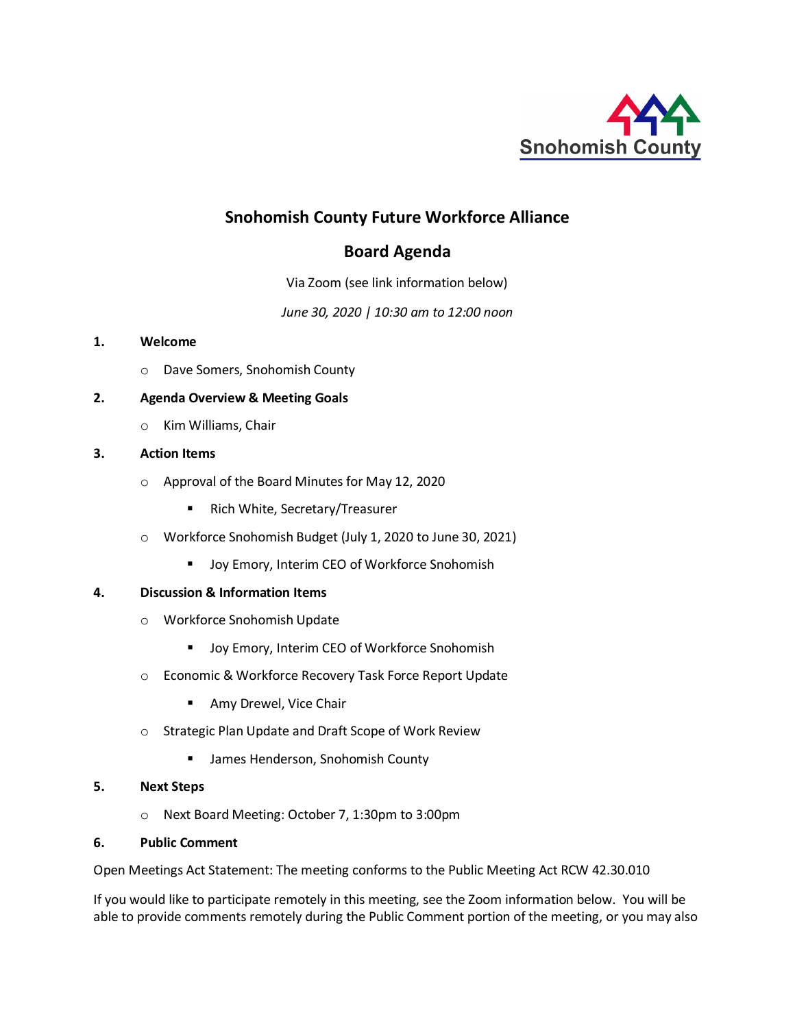Snohomish County

# Snohomish County Future Workforce Alliance

## Board Agenda

Via Zoom (see link information below)

*June 30, 2020 | 10:30 am to 12:00 noon*

1. **Welcome**
   - Dave Somers, Snohomish County

2. **Agenda Overview & Meeting Goals**
   - Kim Williams, Chair

3. **Action Items**
   - Approval of the Board Minutes for May 12, 2020
     - Rich White, Secretary/Treasurer
   - Workforce Snohomish Budget (July 1, 2020 to June 30, 2021)
     - Joy Emory, Interim CEO of Workforce Snohomish

4. **Discussion & Information Items**
   - Workforce Snohomish Update
     - Joy Emory, Interim CEO of Workforce Snohomish
   - Economic & Workforce Recovery Task Force Report Update
     - Amy Drewel, Vice Chair
   - Strategic Plan Update and Draft Scope of Work Review
     - James Henderson, Snohomish County

5. **Next Steps**
   - Next Board Meeting: October 7, 1:30pm to 3:00pm

6. **Public Comment**

Open Meetings Act Statement: The meeting conforms to the Public Meeting Act RCW 42.30.010

If you would like to participate remotely in this meeting, see the Zoom information below. You will be able to provide comments remotely during the Public Comment portion of the meeting, or you may also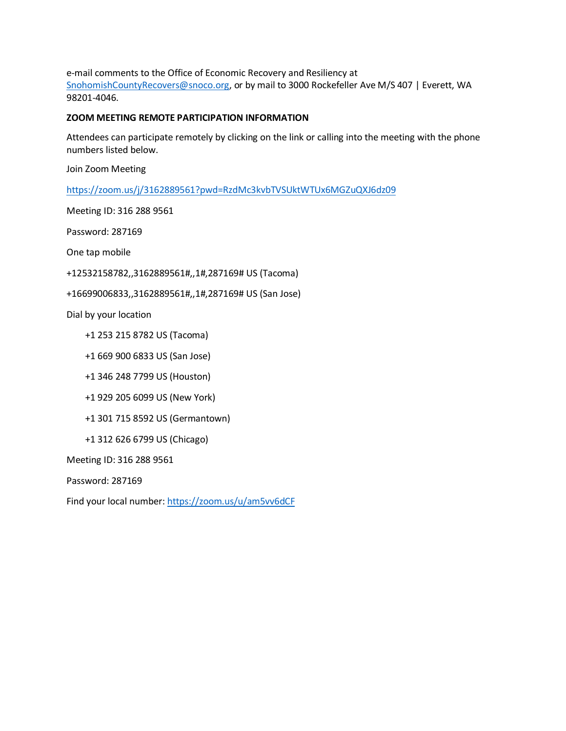e-mail comments to the Office of Economic Recovery and Resiliency at SnohomishCountyRecovers@snoco.org, or by mail to 3000 Rockefeller Ave M/S 407 | Everett, WA 98201-4046.

**ZOOM MEETING REMOTE PARTICIPATION INFORMATION**

Attendees can participate remotely by clicking on the link or calling into the meeting with the phone numbers listed below.

Join Zoom Meeting

https://zoom.us/j/3162889561?pwd=RzdMc3kvbTVSUktWTUx6MGZuQXJ6dz09

Meeting ID: 316 288 9561

Password: 287169

One tap mobile

+12532158782,,3162889561#,,1#,287169# US (Tacoma)

+16699006833,,3162889561#,,1#,287169# US (San Jose)

Dial by your location

+1 253 215 8782 US (Tacoma)

+1 669 900 6833 US (San Jose)

+1 346 248 7799 US (Houston)

+1 929 205 6099 US (New York)

+1 301 715 8592 US (Germantown)

+1 312 626 6799 US (Chicago)

Meeting ID: 316 288 9561

Password: 287169

Find your local number: https://zoom.us/u/am5vv6dCF